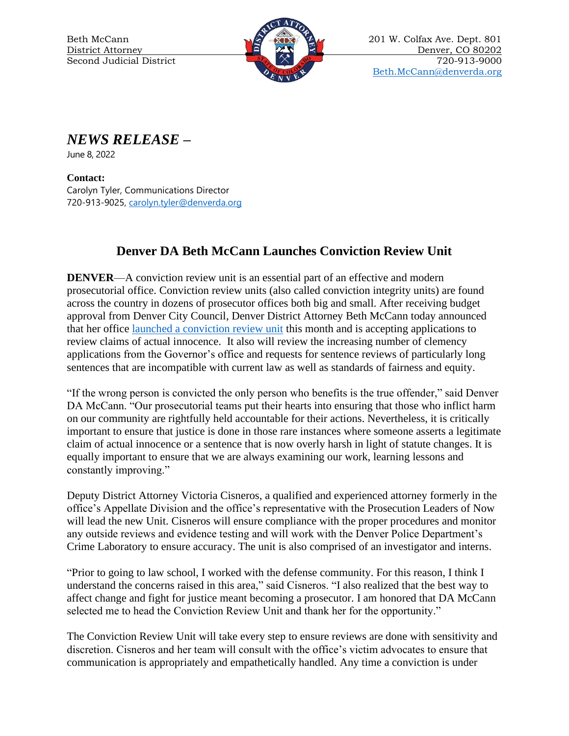Beth McCann
District Attorney
Second Judicial District

201 W. Colfax Ave. Dept. 801
Denver, CO 80202
720-913-9000
Beth.McCann@denverda.org

## *NEWS RELEASE –*

June 8, 2022

**Contact:**
Carolyn Tyler, Communications Director
720-913-9025, carolyn.tyler@denverda.org

# Denver DA Beth McCann Launches Conviction Review Unit

**DENVER**—A conviction review unit is an essential part of an effective and modern prosecutorial office. Conviction review units (also called conviction integrity units) are found across the country in dozens of prosecutor offices both big and small. After receiving budget approval from Denver City Council, Denver District Attorney Beth McCann today announced that her office launched a conviction review unit this month and is accepting applications to review claims of actual innocence. It also will review the increasing number of clemency applications from the Governor's office and requests for sentence reviews of particularly long sentences that are incompatible with current law as well as standards of fairness and equity.

"If the wrong person is convicted the only person who benefits is the true offender," said Denver DA McCann. "Our prosecutorial teams put their hearts into ensuring that those who inflict harm on our community are rightfully held accountable for their actions. Nevertheless, it is critically important to ensure that justice is done in those rare instances where someone asserts a legitimate claim of actual innocence or a sentence that is now overly harsh in light of statute changes. It is equally important to ensure that we are always examining our work, learning lessons and constantly improving."

Deputy District Attorney Victoria Cisneros, a qualified and experienced attorney formerly in the office's Appellate Division and the office's representative with the Prosecution Leaders of Now will lead the new Unit. Cisneros will ensure compliance with the proper procedures and monitor any outside reviews and evidence testing and will work with the Denver Police Department's Crime Laboratory to ensure accuracy. The unit is also comprised of an investigator and interns.

"Prior to going to law school, I worked with the defense community. For this reason, I think I understand the concerns raised in this area," said Cisneros. "I also realized that the best way to affect change and fight for justice meant becoming a prosecutor. I am honored that DA McCann selected me to head the Conviction Review Unit and thank her for the opportunity."

The Conviction Review Unit will take every step to ensure reviews are done with sensitivity and discretion. Cisneros and her team will consult with the office's victim advocates to ensure that communication is appropriately and empathetically handled. Any time a conviction is under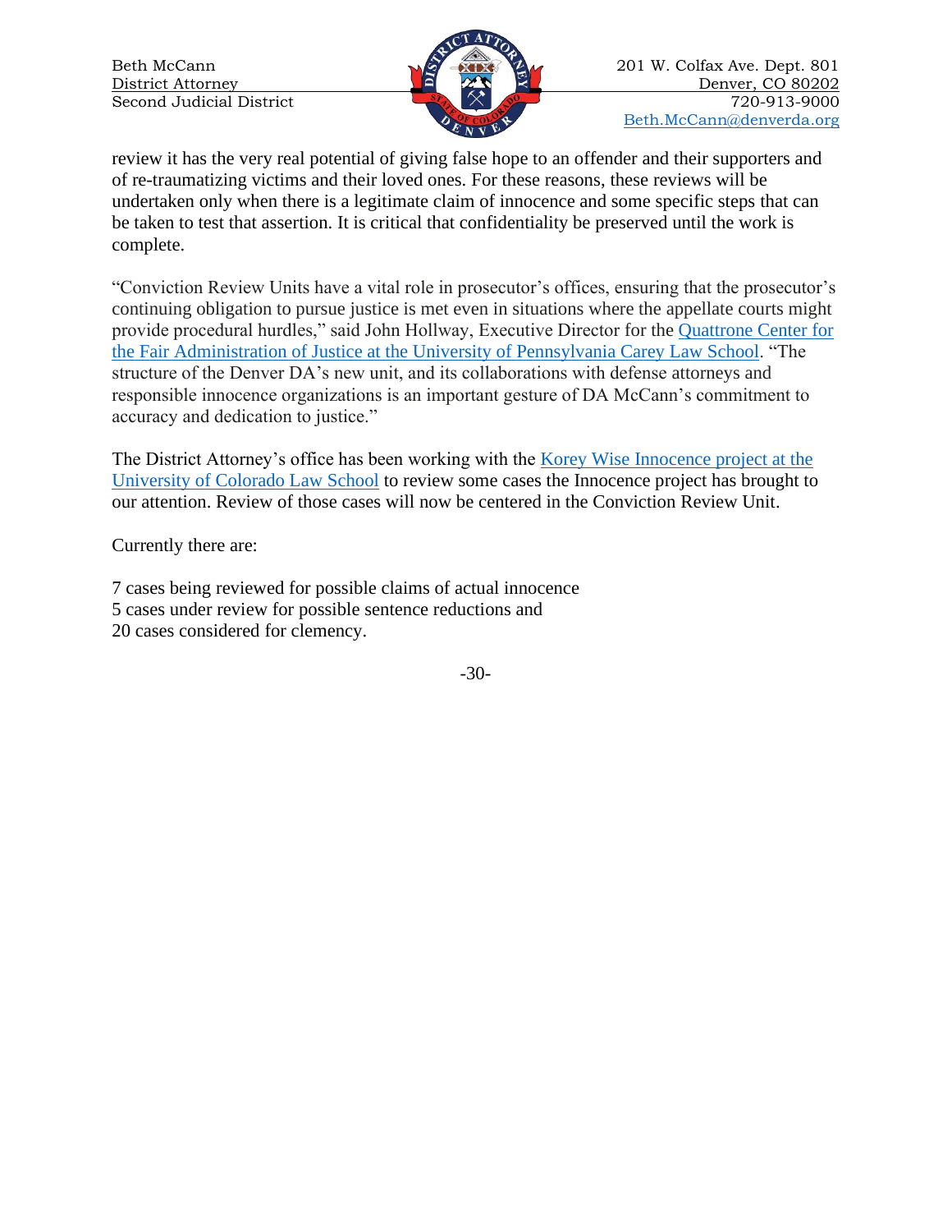review it has the very real potential of giving false hope to an offender and their supporters and of re-traumatizing victims and their loved ones. For these reasons, these reviews will be undertaken only when there is a legitimate claim of innocence and some specific steps that can be taken to test that assertion. It is critical that confidentiality be preserved until the work is complete.

"Conviction Review Units have a vital role in prosecutor's offices, ensuring that the prosecutor's continuing obligation to pursue justice is met even in situations where the appellate courts might provide procedural hurdles," said John Hollway, Executive Director for the Quattrone Center for the Fair Administration of Justice at the University of Pennsylvania Carey Law School. "The structure of the Denver DA's new unit, and its collaborations with defense attorneys and responsible innocence organizations is an important gesture of DA McCann's commitment to accuracy and dedication to justice."

The District Attorney's office has been working with the Korey Wise Innocence project at the University of Colorado Law School to review some cases the Innocence project has brought to our attention. Review of those cases will now be centered in the Conviction Review Unit.

Currently there are:

7 cases being reviewed for possible claims of actual innocence
5 cases under review for possible sentence reductions and
20 cases considered for clemency.

-30-